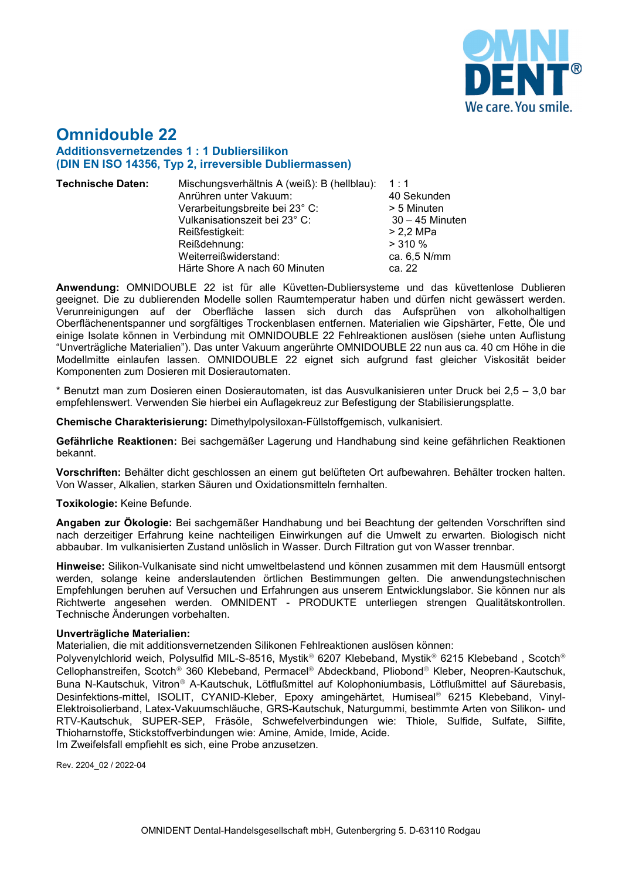# Omnidouble 22

## Additionsvernetzendes 1 : 1 Dubliersilikon
## (DIN EN ISO 14356, Typ 2, irreversible Dubliermassen)

**Technische Daten:**

| | |
|---|---|
| Mischungsverhältnis A (weiß): B (hellblau): | 1 : 1 |
| Anrühren unter Vakuum: | 40 Sekunden |
| Verarbeitungsbreite bei 23° C: | > 5 Minuten |
| Vulkanisationszeit bei 23° C: | 30 – 45 Minuten |
| Reißfestigkeit: | > 2,2 MPa |
| Reißdehnung: | > 310 % |
| Weiterreißwiderstand: | ca. 6,5 N/mm |
| Härte Shore A nach 60 Minuten | ca. 22 |

**Anwendung:** OMNIDOUBLE 22 ist für alle Küvetten-Dubliersysteme und das küvettenlose Dublieren geeignet. Die zu dublierenden Modelle sollen Raumtemperatur haben und dürfen nicht gewässert werden. Verunreinigungen auf der Oberfläche lassen sich durch das Aufsprühen von alkoholhaltigen Oberflächenentspanner und sorgfältiges Trockenblasen entfernen. Materialien wie Gipshärter, Fette, Öle und einige Isolate können in Verbindung mit OMNIDOUBLE 22 Fehlreaktionen auslösen (siehe unten Auflistung "Unverträgliche Materialien"). Das unter Vakuum angerührte OMNIDOUBLE 22 nun aus ca. 40 cm Höhe in die Modellmitte einlaufen lassen. OMNIDOUBLE 22 eignet sich aufgrund fast gleicher Viskosität beider Komponenten zum Dosieren mit Dosierautomaten.

* Benutzt man zum Dosieren einen Dosierautomaten, ist das Ausvulkanisieren unter Druck bei 2,5 – 3,0 bar empfehlenswert. Verwenden Sie hierbei ein Auflagekreuz zur Befestigung der Stabilisierungsplatte.

**Chemische Charakterisierung:** Dimethylpolysiloxan-Füllstoffgemisch, vulkanisiert.

**Gefährliche Reaktionen:** Bei sachgemäßer Lagerung und Handhabung sind keine gefährlichen Reaktionen bekannt.

**Vorschriften:** Behälter dicht geschlossen an einem gut belüfteten Ort aufbewahren. Behälter trocken halten. Von Wasser, Alkalien, starken Säuren und Oxidationsmitteln fernhalten.

**Toxikologie:** Keine Befunde.

**Angaben zur Ökologie:** Bei sachgemäßer Handhabung und bei Beachtung der geltenden Vorschriften sind nach derzeitiger Erfahrung keine nachteiligen Einwirkungen auf die Umwelt zu erwarten. Biologisch nicht abbaubar. Im vulkanisierten Zustand unlöslich in Wasser. Durch Filtration gut von Wasser trennbar.

**Hinweise:** Silikon-Vulkanisate sind nicht umweltbelastend und können zusammen mit dem Hausmüll entsorgt werden, solange keine anderslautenden örtlichen Bestimmungen gelten. Die anwendungstechnischen Empfehlungen beruhen auf Versuchen und Erfahrungen aus unserem Entwicklungslabor. Sie können nur als Richtwerte angesehen werden. OMNIDENT - PRODUKTE unterliegen strengen Qualitätskontrollen. Technische Änderungen vorbehalten.

**Unverträgliche Materialien:**
Materialien, die mit additionsvernetzenden Silikonen Fehlreaktionen auslösen können:
Polyvenylchlorid weich, Polysulfid MIL-S-8516, Mystik® 6207 Klebeband, Mystik® 6215 Klebeband , Scotch® Cellophanstreifen, Scotch® 360 Klebeband, Permacel® Abdeckband, Pliobond® Kleber, Neopren-Kautschuk, Buna N-Kautschuk, Vitron® A-Kautschuk, Lötflußmittel auf Kolophoniumbasis, Lötflußmittel auf Säurebasis, Desinfektions-mittel, ISOLIT, CYANID-Kleber, Epoxy amingehärtet, Humiseal® 6215 Klebeband, Vinyl-Elektroisolierband, Latex-Vakuumschläuche, GRS-Kautschuk, Naturgummi, bestimmte Arten von Silikon- und RTV-Kautschuk, SUPER-SEP, Fräsöle, Schwefelverbindungen wie: Thiole, Sulfide, Sulfate, Silfite, Thioharnstoffe, Stickstoffverbindungen wie: Amine, Amide, Imide, Acide.
Im Zweifelsfall empfiehlt es sich, eine Probe anzusetzen.

Rev. 2204_02 / 2022-04

OMNIDENT Dental-Handelsgesellschaft mbH, Gutenbergring 5. D-63110 Rodgau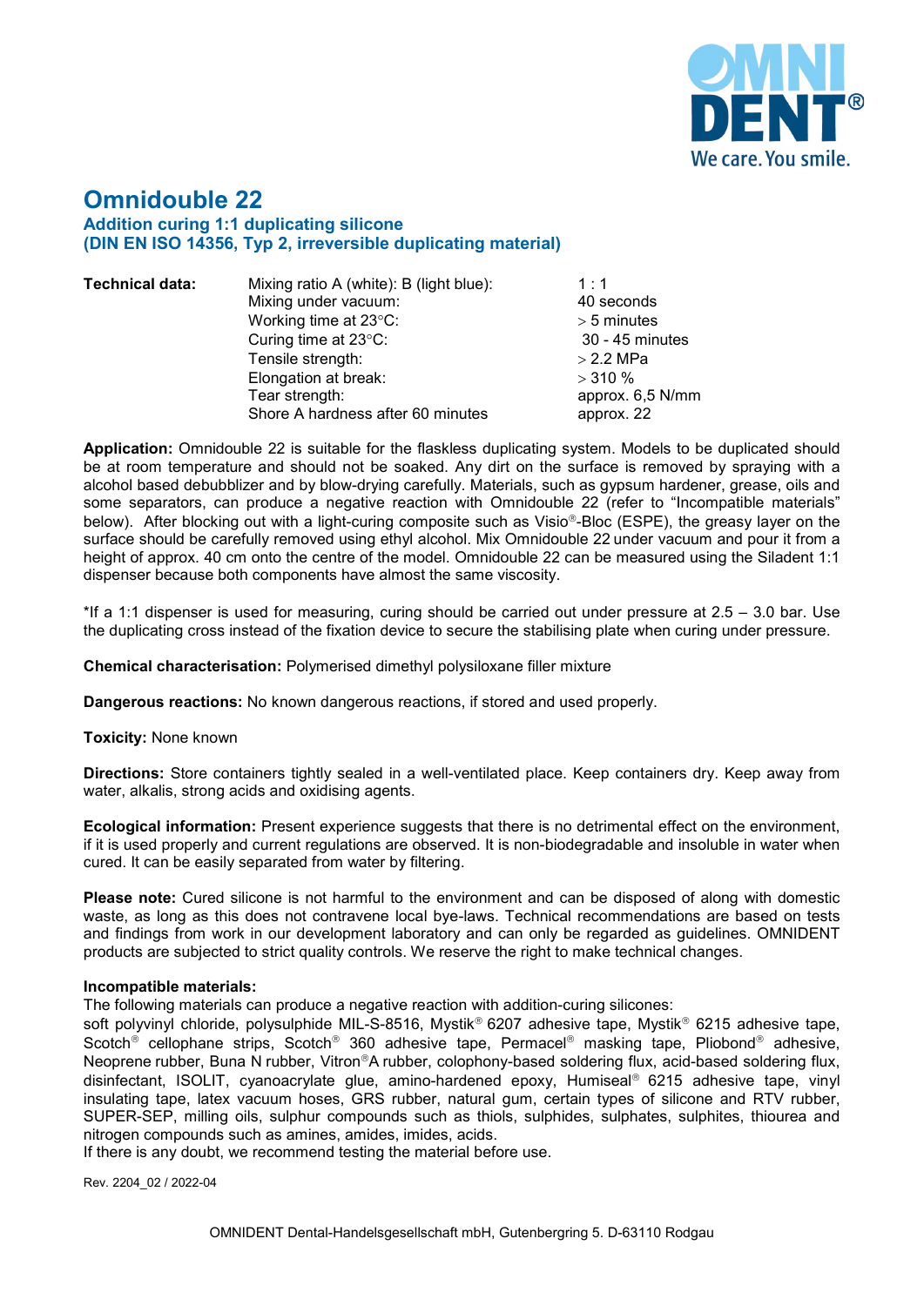# Omnidouble 22

## Addition curing 1:1 duplicating silicone
## (DIN EN ISO 14356, Typ 2, irreversible duplicating material)

| | | |
|---|---|---|
| **Technical data:** | Mixing ratio A (white): B (light blue): | 1 : 1 |
| | Mixing under vacuum: | 40 seconds |
| | Working time at 23°C: | > 5 minutes |
| | Curing time at 23°C: | 30 - 45 minutes |
| | Tensile strength: | > 2.2 MPa |
| | Elongation at break: | > 310 % |
| | Tear strength: | approx. 6,5 N/mm |
| | Shore A hardness after 60 minutes | approx. 22 |

**Application:** Omnidouble 22 is suitable for the flaskless duplicating system. Models to be duplicated should be at room temperature and should not be soaked. Any dirt on the surface is removed by spraying with a alcohol based debubblizer and by blow-drying carefully. Materials, such as gypsum hardener, grease, oils and some separators, can produce a negative reaction with Omnidouble 22 (refer to "Incompatible materials" below). After blocking out with a light-curing composite such as Visio®-Bloc (ESPE), the greasy layer on the surface should be carefully removed using ethyl alcohol. Mix Omnidouble 22 under vacuum and pour it from a height of approx. 40 cm onto the centre of the model. Omnidouble 22 can be measured using the Siladent 1:1 dispenser because both components have almost the same viscosity.

*If a 1:1 dispenser is used for measuring, curing should be carried out under pressure at 2.5 – 3.0 bar. Use the duplicating cross instead of the fixation device to secure the stabilising plate when curing under pressure.

**Chemical characterisation:** Polymerised dimethyl polysiloxane filler mixture

**Dangerous reactions:** No known dangerous reactions, if stored and used properly.

**Toxicity:** None known

**Directions:** Store containers tightly sealed in a well-ventilated place. Keep containers dry. Keep away from water, alkalis, strong acids and oxidising agents.

**Ecological information:** Present experience suggests that there is no detrimental effect on the environment, if it is used properly and current regulations are observed. It is non-biodegradable and insoluble in water when cured. It can be easily separated from water by filtering.

**Please note:** Cured silicone is not harmful to the environment and can be disposed of along with domestic waste, as long as this does not contravene local bye-laws. Technical recommendations are based on tests and findings from work in our development laboratory and can only be regarded as guidelines. OMNIDENT products are subjected to strict quality controls. We reserve the right to make technical changes.

**Incompatible materials:**
The following materials can produce a negative reaction with addition-curing silicones:
soft polyvinyl chloride, polysulphide MIL-S-8516, Mystik® 6207 adhesive tape, Mystik® 6215 adhesive tape, Scotch® cellophane strips, Scotch® 360 adhesive tape, Permacel® masking tape, Pliobond® adhesive, Neoprene rubber, Buna N rubber, Vitron®A rubber, colophony-based soldering flux, acid-based soldering flux, disinfectant, ISOLIT, cyanoacrylate glue, amino-hardened epoxy, Humiseal® 6215 adhesive tape, vinyl insulating tape, latex vacuum hoses, GRS rubber, natural gum, certain types of silicone and RTV rubber, SUPER-SEP, milling oils, sulphur compounds such as thiols, sulphides, sulphates, sulphites, thiourea and nitrogen compounds such as amines, amides, imides, acids.
If there is any doubt, we recommend testing the material before use.

Rev. 2204_02 / 2022-04

OMNIDENT Dental-Handelsgesellschaft mbH, Gutenbergring 5. D-63110 Rodgau